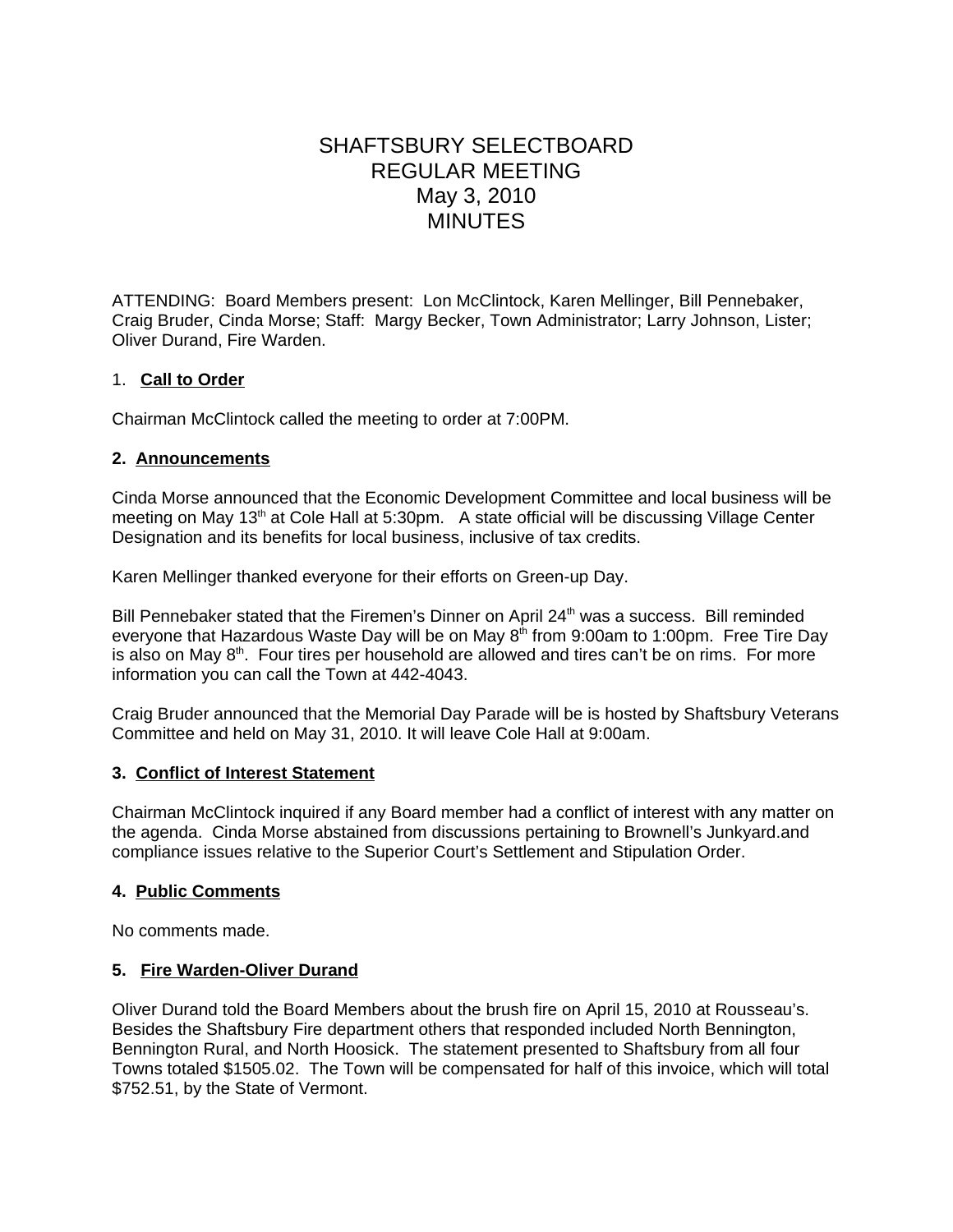# SHAFTSBURY SELECTBOARD
# REGULAR MEETING
# May 3, 2010
# MINUTES

ATTENDING: Board Members present: Lon McClintock, Karen Mellinger, Bill Pennebaker, Craig Bruder, Cinda Morse; Staff: Margy Becker, Town Administrator; Larry Johnson, Lister; Oliver Durand, Fire Warden.

## 1. **Call to Order**

Chairman McClintock called the meeting to order at 7:00PM.

## **2. Announcements**

Cinda Morse announced that the Economic Development Committee and local business will be meeting on May 13th at Cole Hall at 5:30pm. A state official will be discussing Village Center Designation and its benefits for local business, inclusive of tax credits.

Karen Mellinger thanked everyone for their efforts on Green-up Day.

Bill Pennebaker stated that the Firemen's Dinner on April 24th was a success. Bill reminded everyone that Hazardous Waste Day will be on May 8th from 9:00am to 1:00pm. Free Tire Day is also on May 8th. Four tires per household are allowed and tires can't be on rims. For more information you can call the Town at 442-4043.

Craig Bruder announced that the Memorial Day Parade will be is hosted by Shaftsbury Veterans Committee and held on May 31, 2010. It will leave Cole Hall at 9:00am.

## **3. Conflict of Interest Statement**

Chairman McClintock inquired if any Board member had a conflict of interest with any matter on the agenda. Cinda Morse abstained from discussions pertaining to Brownell's Junkyard.and compliance issues relative to the Superior Court's Settlement and Stipulation Order.

## **4. Public Comments**

No comments made.

## **5. Fire Warden-Oliver Durand**

Oliver Durand told the Board Members about the brush fire on April 15, 2010 at Rousseau's. Besides the Shaftsbury Fire department others that responded included North Bennington, Bennington Rural, and North Hoosick. The statement presented to Shaftsbury from all four Towns totaled $1505.02. The Town will be compensated for half of this invoice, which will total $752.51, by the State of Vermont.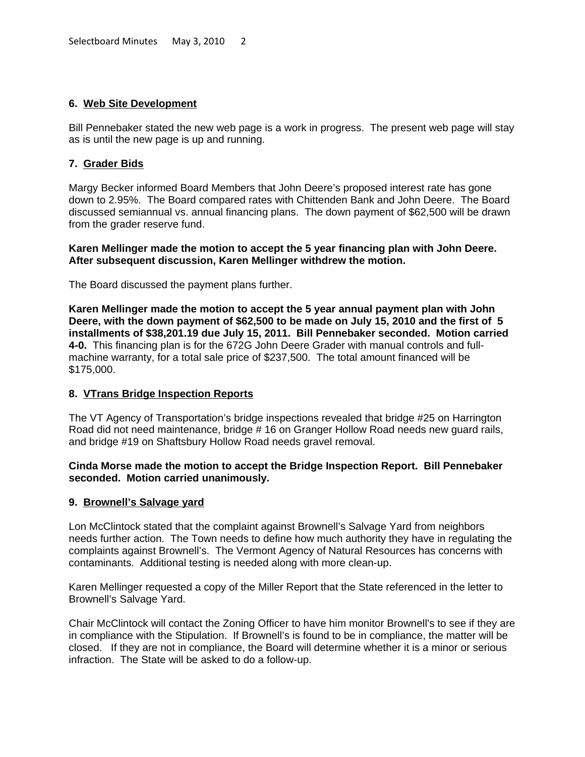**6. Web Site Development**

Bill Pennebaker stated the new web page is a work in progress. The present web page will stay as is until the new page is up and running.

**7. Grader Bids**

Margy Becker informed Board Members that John Deere's proposed interest rate has gone down to 2.95%. The Board compared rates with Chittenden Bank and John Deere. The Board discussed semiannual vs. annual financing plans. The down payment of $62,500 will be drawn from the grader reserve fund.

**Karen Mellinger made the motion to accept the 5 year financing plan with John Deere. After subsequent discussion, Karen Mellinger withdrew the motion.**

The Board discussed the payment plans further.

**Karen Mellinger made the motion to accept the 5 year annual payment plan with John Deere, with the down payment of $62,500 to be made on July 15, 2010 and the first of 5 installments of $38,201.19 due July 15, 2011. Bill Pennebaker seconded. Motion carried 4-0.** This financing plan is for the 672G John Deere Grader with manual controls and full-machine warranty, for a total sale price of $237,500. The total amount financed will be $175,000.

**8. VTrans Bridge Inspection Reports**

The VT Agency of Transportation's bridge inspections revealed that bridge #25 on Harrington Road did not need maintenance, bridge # 16 on Granger Hollow Road needs new guard rails, and bridge #19 on Shaftsbury Hollow Road needs gravel removal.

**Cinda Morse made the motion to accept the Bridge Inspection Report. Bill Pennebaker seconded. Motion carried unanimously.**

**9. Brownell's Salvage yard**

Lon McClintock stated that the complaint against Brownell's Salvage Yard from neighbors needs further action. The Town needs to define how much authority they have in regulating the complaints against Brownell's. The Vermont Agency of Natural Resources has concerns with contaminants. Additional testing is needed along with more clean-up.

Karen Mellinger requested a copy of the Miller Report that the State referenced in the letter to Brownell's Salvage Yard.

Chair McClintock will contact the Zoning Officer to have him monitor Brownell's to see if they are in compliance with the Stipulation. If Brownell's is found to be in compliance, the matter will be closed. If they are not in compliance, the Board will determine whether it is a minor or serious infraction. The State will be asked to do a follow-up.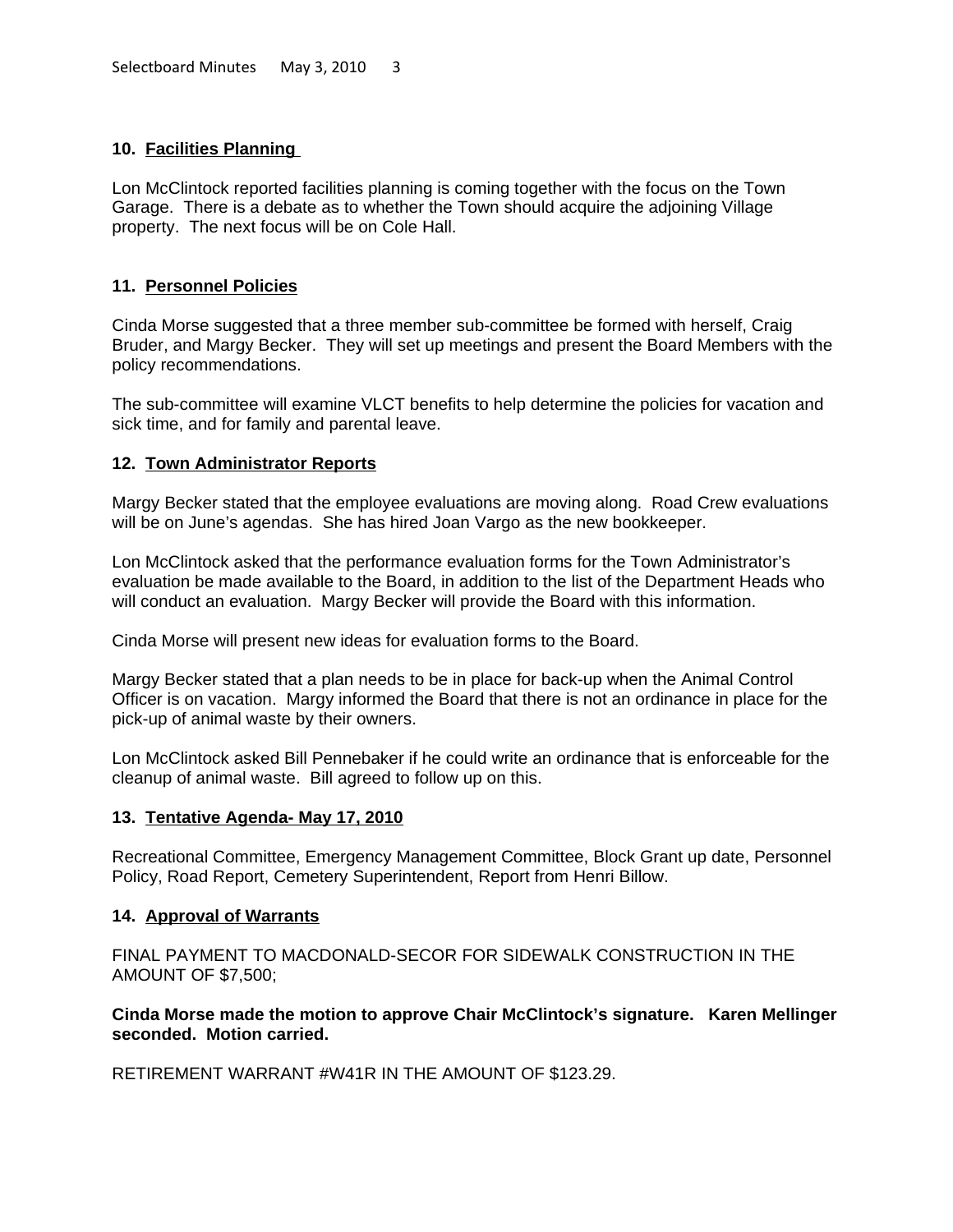### 10. Facilities Planning

Lon McClintock reported facilities planning is coming together with the focus on the Town Garage. There is a debate as to whether the Town should acquire the adjoining Village property. The next focus will be on Cole Hall.

### 11. Personnel Policies

Cinda Morse suggested that a three member sub-committee be formed with herself, Craig Bruder, and Margy Becker. They will set up meetings and present the Board Members with the policy recommendations.

The sub-committee will examine VLCT benefits to help determine the policies for vacation and sick time, and for family and parental leave.

### 12. Town Administrator Reports

Margy Becker stated that the employee evaluations are moving along. Road Crew evaluations will be on June's agendas. She has hired Joan Vargo as the new bookkeeper.

Lon McClintock asked that the performance evaluation forms for the Town Administrator's evaluation be made available to the Board, in addition to the list of the Department Heads who will conduct an evaluation. Margy Becker will provide the Board with this information.

Cinda Morse will present new ideas for evaluation forms to the Board.

Margy Becker stated that a plan needs to be in place for back-up when the Animal Control Officer is on vacation. Margy informed the Board that there is not an ordinance in place for the pick-up of animal waste by their owners.

Lon McClintock asked Bill Pennebaker if he could write an ordinance that is enforceable for the cleanup of animal waste. Bill agreed to follow up on this.

### 13. Tentative Agenda- May 17, 2010

Recreational Committee, Emergency Management Committee, Block Grant up date, Personnel Policy, Road Report, Cemetery Superintendent, Report from Henri Billow.

### 14. Approval of Warrants

FINAL PAYMENT TO MACDONALD-SECOR FOR SIDEWALK CONSTRUCTION IN THE AMOUNT OF $7,500;

**Cinda Morse made the motion to approve Chair McClintock's signature. Karen Mellinger seconded. Motion carried.**

RETIREMENT WARRANT #W41R IN THE AMOUNT OF $123.29.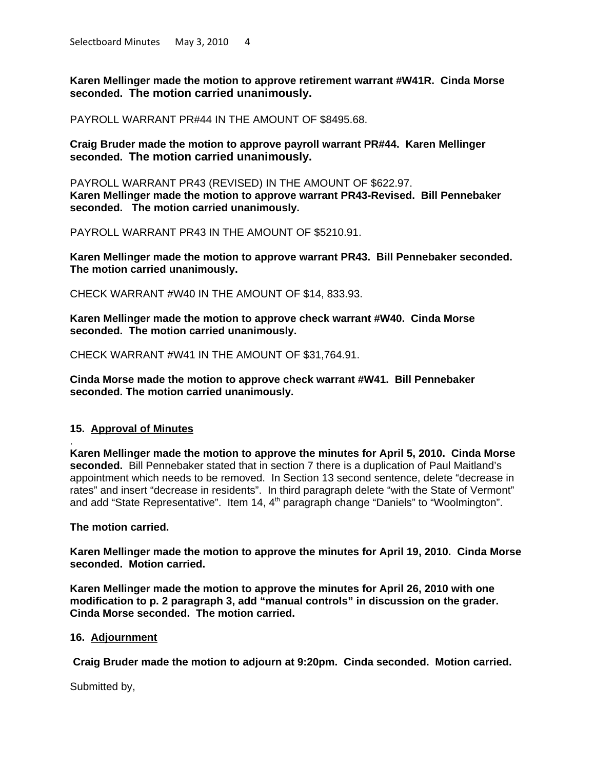**Karen Mellinger made the motion to approve retirement warrant #W41R. Cinda Morse seconded. The motion carried unanimously.**

PAYROLL WARRANT PR#44 IN THE AMOUNT OF $8495.68.

**Craig Bruder made the motion to approve payroll warrant PR#44. Karen Mellinger seconded. The motion carried unanimously.**

PAYROLL WARRANT PR43 (REVISED) IN THE AMOUNT OF $622.97.
**Karen Mellinger made the motion to approve warrant PR43-Revised. Bill Pennebaker seconded. The motion carried unanimously.**

PAYROLL WARRANT PR43 IN THE AMOUNT OF $5210.91.

**Karen Mellinger made the motion to approve warrant PR43. Bill Pennebaker seconded. The motion carried unanimously.**

CHECK WARRANT #W40 IN THE AMOUNT OF $14, 833.93.

**Karen Mellinger made the motion to approve check warrant #W40. Cinda Morse seconded. The motion carried unanimously.**

CHECK WARRANT #W41 IN THE AMOUNT OF $31,764.91.

**Cinda Morse made the motion to approve check warrant #W41. Bill Pennebaker seconded. The motion carried unanimously.**

**15. Approval of Minutes**

.
**Karen Mellinger made the motion to approve the minutes for April 5, 2010. Cinda Morse seconded.** Bill Pennebaker stated that in section 7 there is a duplication of Paul Maitland's appointment which needs to be removed. In Section 13 second sentence, delete "decrease in rates" and insert "decrease in residents". In third paragraph delete "with the State of Vermont" and add "State Representative". Item 14, 4th paragraph change "Daniels" to "Woolmington".

**The motion carried.**

**Karen Mellinger made the motion to approve the minutes for April 19, 2010. Cinda Morse seconded. Motion carried.**

**Karen Mellinger made the motion to approve the minutes for April 26, 2010 with one modification to p. 2 paragraph 3, add "manual controls" in discussion on the grader. Cinda Morse seconded. The motion carried.**

**16. Adjournment**

**Craig Bruder made the motion to adjourn at 9:20pm. Cinda seconded. Motion carried.**

Submitted by,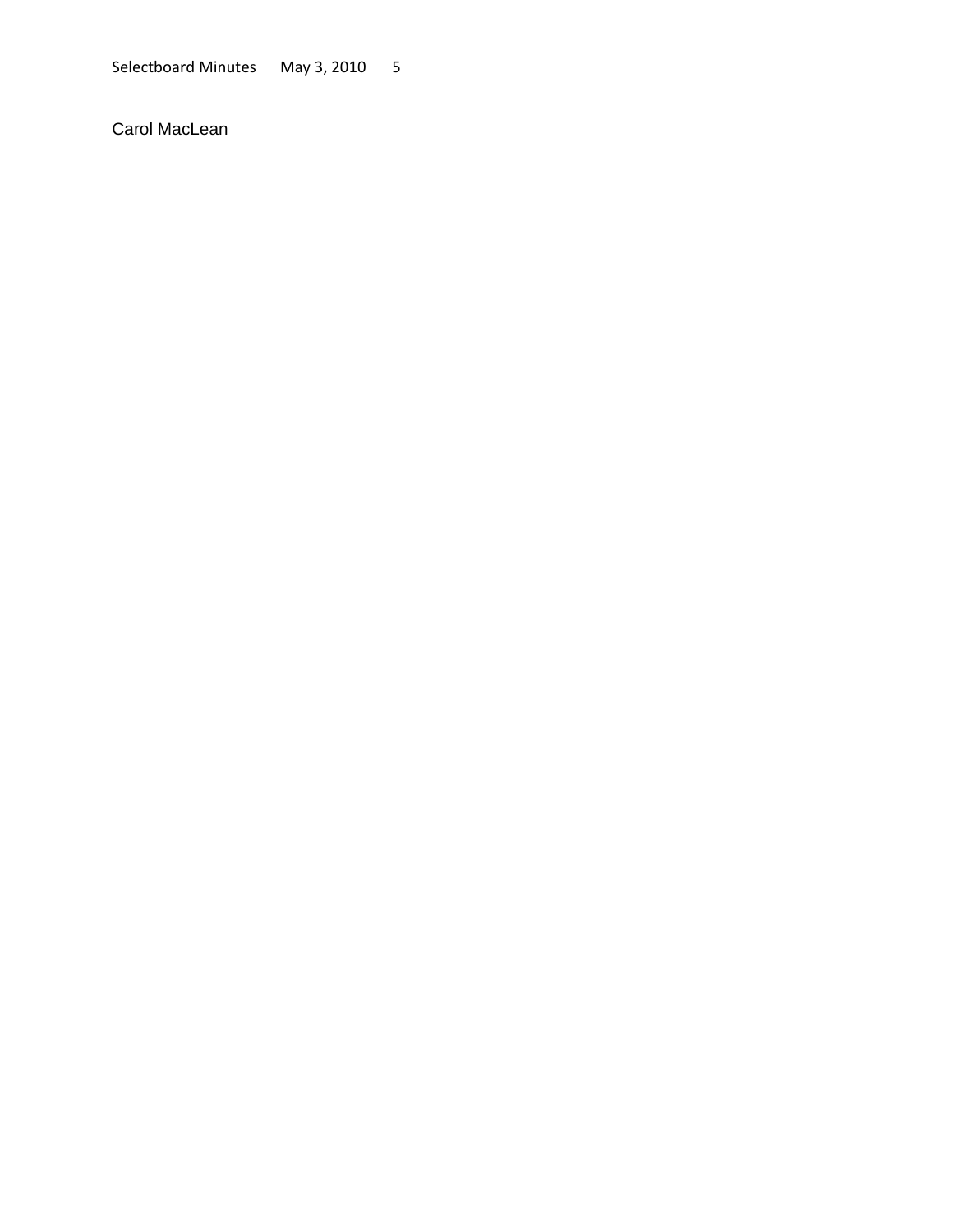Carol MacLean